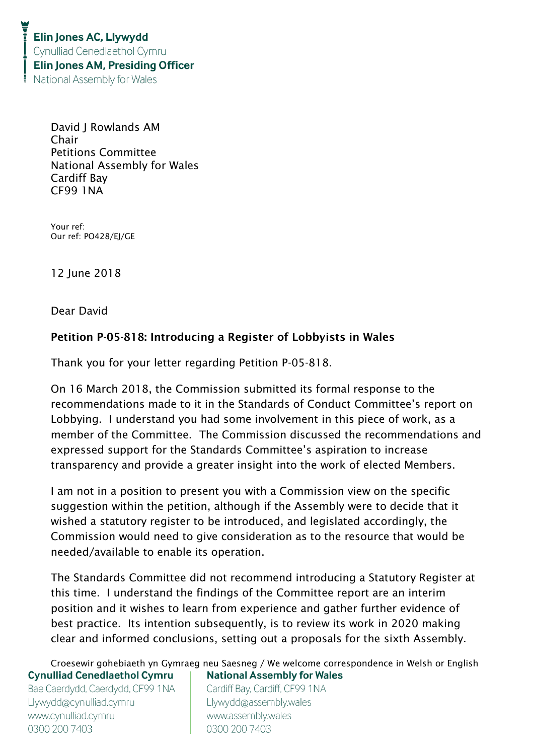**Elin Jones AC, Llywydd**
Cynulliad Cenedlaethol Cymru
**Elin Jones AM, Presiding Officer**
National Assembly for Wales

David J Rowlands AM
Chair
Petitions Committee
National Assembly for Wales
Cardiff Bay
CF99 1NA

Your ref:
Our ref: PO428/EJ/GE

12 June 2018

Dear David

**Petition P-05-818: Introducing a Register of Lobbyists in Wales**

Thank you for your letter regarding Petition P-05-818.

On 16 March 2018, the Commission submitted its formal response to the recommendations made to it in the Standards of Conduct Committee's report on Lobbying. I understand you had some involvement in this piece of work, as a member of the Committee. The Commission discussed the recommendations and expressed support for the Standards Committee's aspiration to increase transparency and provide a greater insight into the work of elected Members.

I am not in a position to present you with a Commission view on the specific suggestion within the petition, although if the Assembly were to decide that it wished a statutory register to be introduced, and legislated accordingly, the Commission would need to give consideration as to the resource that would be needed/available to enable its operation.

The Standards Committee did not recommend introducing a Statutory Register at this time. I understand the findings of the Committee report are an interim position and it wishes to learn from experience and gather further evidence of best practice. Its intention subsequently, is to review its work in 2020 making clear and informed conclusions, setting out a proposals for the sixth Assembly.

Croesewir gohebiaeth yn Gymraeg neu Saesneg / We welcome correspondence in Welsh or English

**Cynulliad Cenedlaethol Cymru**
Bae Caerdydd, Caerdydd, CF99 1NA
Llywydd@cynulliad.cymru
www.cynulliad.cymru
0300 200 7403

**National Assembly for Wales**
Cardiff Bay, Cardiff, CF99 1NA
Llywydd@assembly.wales
www.assembly.wales
0300 200 7403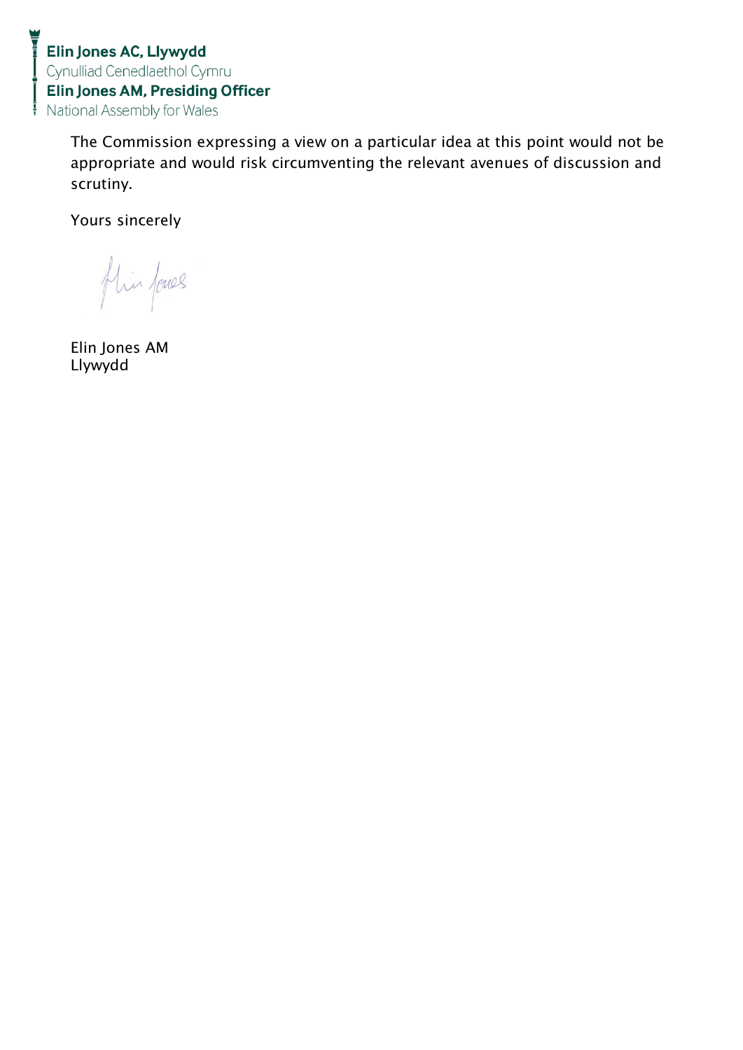The Commission expressing a view on a particular idea at this point would not be appropriate and would risk circumventing the relevant avenues of discussion and scrutiny.

Yours sincerely

Elin Jones AM
Llywydd